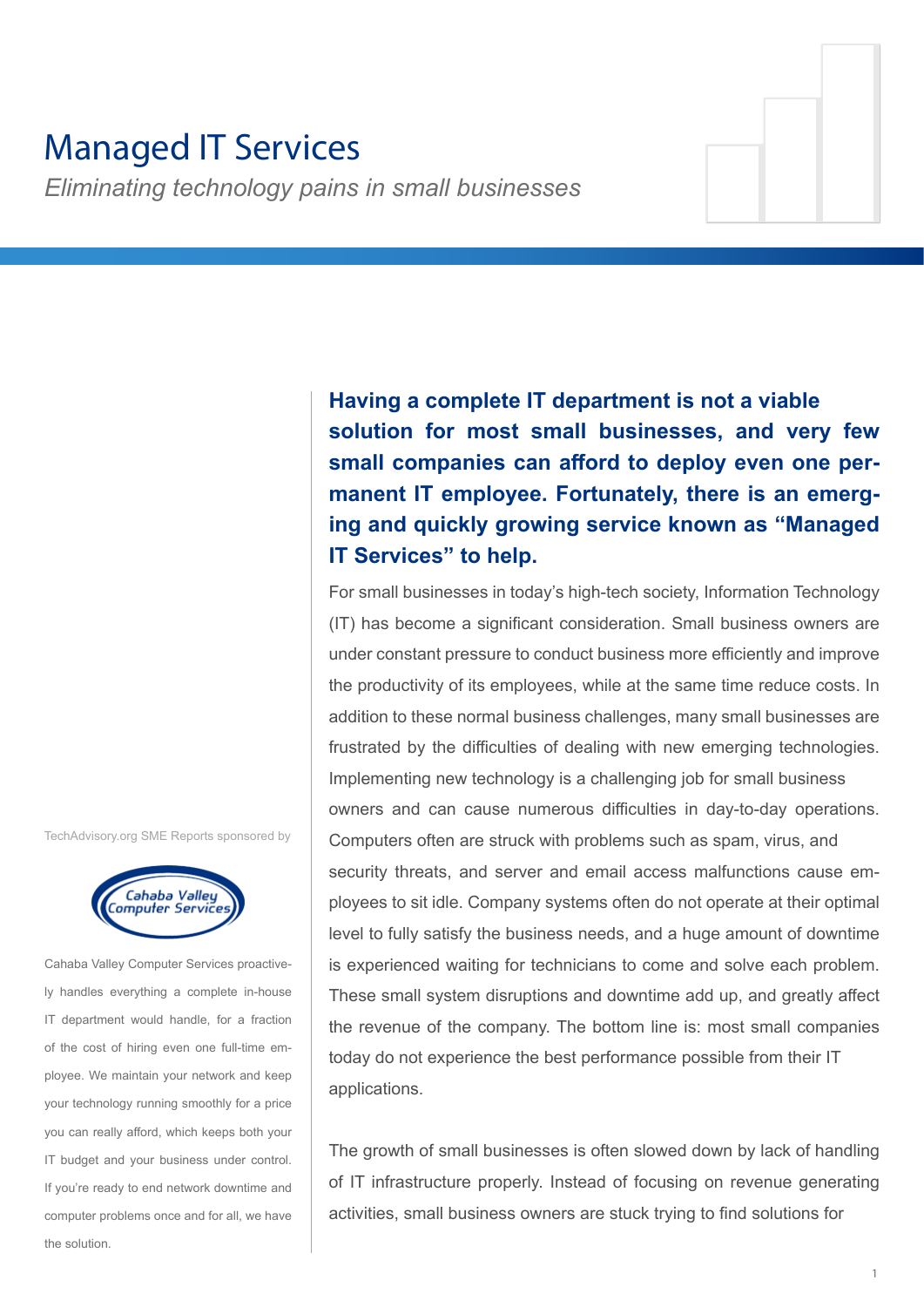# Managed IT Services

*Eliminating technology pains in small businesses*

TechAdvisory.org SME Reports sponsored by

Cahaba Valley Computer Services

Cahaba Valley Computer Services proactively handles everything a complete in-house IT department would handle, for a fraction of the cost of hiring even one full-time employee. We maintain your network and keep your technology running smoothly for a price you can really afford, which keeps both your IT budget and your business under control. If you're ready to end network downtime and computer problems once and for all, we have the solution.

**Having a complete IT department is not a viable solution for most small businesses, and very few small companies can afford to deploy even one permanent IT employee. Fortunately, there is an emerging and quickly growing service known as "Managed IT Services" to help.**

For small businesses in today's high-tech society, Information Technology (IT) has become a significant consideration. Small business owners are under constant pressure to conduct business more efficiently and improve the productivity of its employees, while at the same time reduce costs. In addition to these normal business challenges, many small businesses are frustrated by the difficulties of dealing with new emerging technologies. Implementing new technology is a challenging job for small business owners and can cause numerous difficulties in day-to-day operations. Computers often are struck with problems such as spam, virus, and security threats, and server and email access malfunctions cause employees to sit idle. Company systems often do not operate at their optimal level to fully satisfy the business needs, and a huge amount of downtime is experienced waiting for technicians to come and solve each problem. These small system disruptions and downtime add up, and greatly affect the revenue of the company. The bottom line is: most small companies today do not experience the best performance possible from their IT applications.

The growth of small businesses is often slowed down by lack of handling of IT infrastructure properly. Instead of focusing on revenue generating activities, small business owners are stuck trying to find solutions for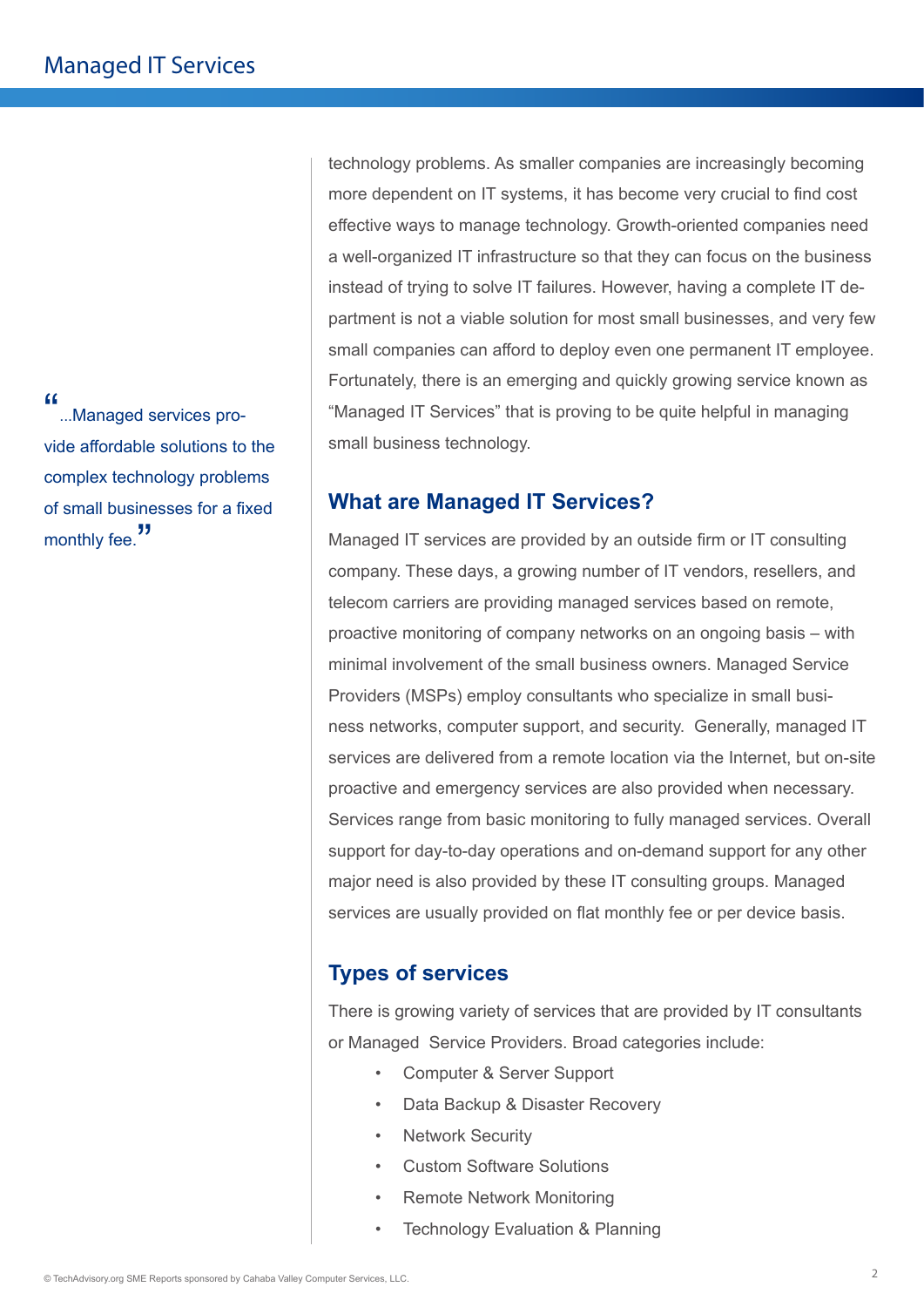> "...Managed services provide affordable solutions to the complex technology problems of small businesses for a fixed monthly fee."

technology problems. As smaller companies are increasingly becoming more dependent on IT systems, it has become very crucial to find cost effective ways to manage technology. Growth-oriented companies need a well-organized IT infrastructure so that they can focus on the business instead of trying to solve IT failures. However, having a complete IT department is not a viable solution for most small businesses, and very few small companies can afford to deploy even one permanent IT employee. Fortunately, there is an emerging and quickly growing service known as "Managed IT Services" that is proving to be quite helpful in managing small business technology.

## What are Managed IT Services?

Managed IT services are provided by an outside firm or IT consulting company. These days, a growing number of IT vendors, resellers, and telecom carriers are providing managed services based on remote, proactive monitoring of company networks on an ongoing basis – with minimal involvement of the small business owners. Managed Service Providers (MSPs) employ consultants who specialize in small business networks, computer support, and security. Generally, managed IT services are delivered from a remote location via the Internet, but on-site proactive and emergency services are also provided when necessary. Services range from basic monitoring to fully managed services. Overall support for day-to-day operations and on-demand support for any other major need is also provided by these IT consulting groups. Managed services are usually provided on flat monthly fee or per device basis.

## Types of services

There is growing variety of services that are provided by IT consultants or Managed Service Providers. Broad categories include:

- Computer & Server Support
- Data Backup & Disaster Recovery
- Network Security
- Custom Software Solutions
- Remote Network Monitoring
- Technology Evaluation & Planning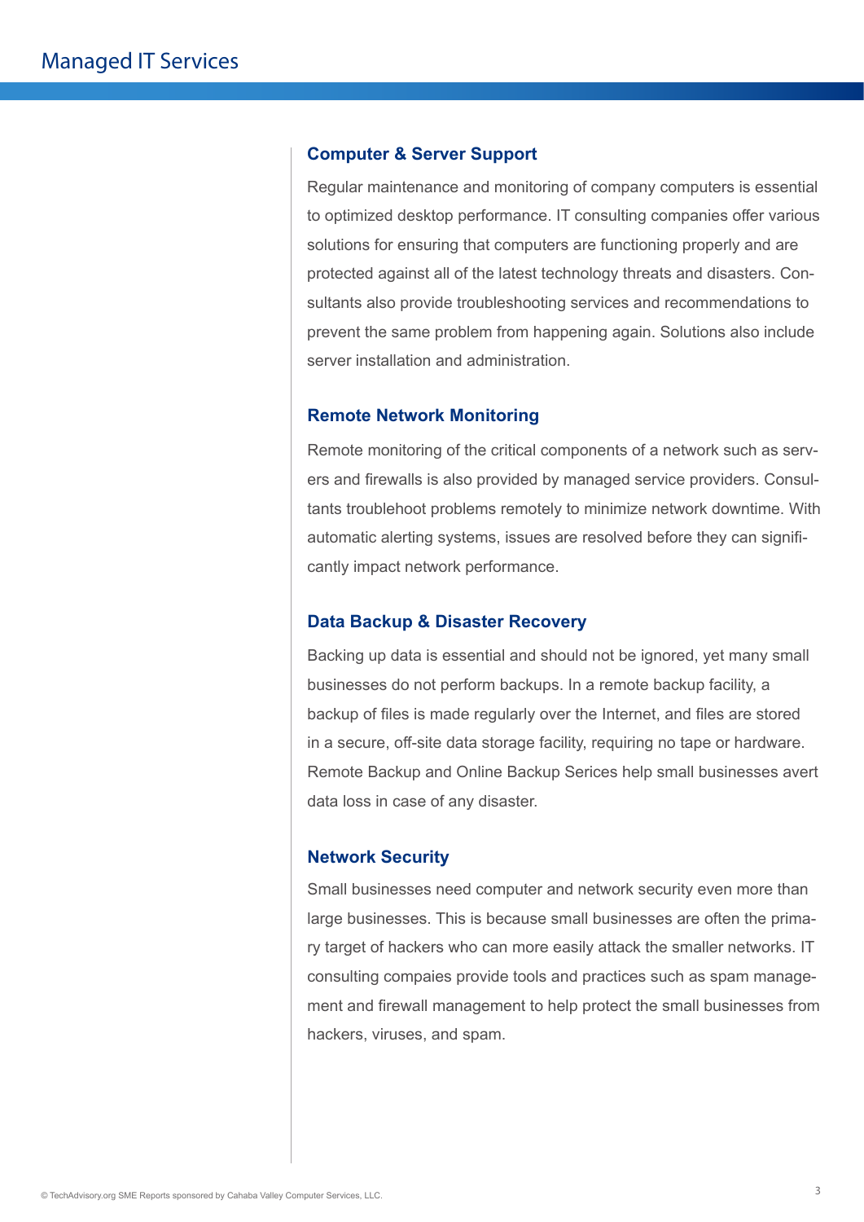# Managed IT Services

### Computer & Server Support

Regular maintenance and monitoring of company computers is essential to optimized desktop performance. IT consulting companies offer various solutions for ensuring that computers are functioning properly and are protected against all of the latest technology threats and disasters. Consultants also provide troubleshooting services and recommendations to prevent the same problem from happening again. Solutions also include server installation and administration.

### Remote Network Monitoring

Remote monitoring of the critical components of a network such as servers and firewalls is also provided by managed service providers. Consultants troublehoot problems remotely to minimize network downtime. With automatic alerting systems, issues are resolved before they can significantly impact network performance.

### Data Backup & Disaster Recovery

Backing up data is essential and should not be ignored, yet many small businesses do not perform backups. In a remote backup facility, a backup of files is made regularly over the Internet, and files are stored in a secure, off-site data storage facility, requiring no tape or hardware. Remote Backup and Online Backup Serices help small businesses avert data loss in case of any disaster.

### Network Security

Small businesses need computer and network security even more than large businesses. This is because small businesses are often the primary target of hackers who can more easily attack the smaller networks. IT consulting compaies provide tools and practices such as spam management and firewall management to help protect the small businesses from hackers, viruses, and spam.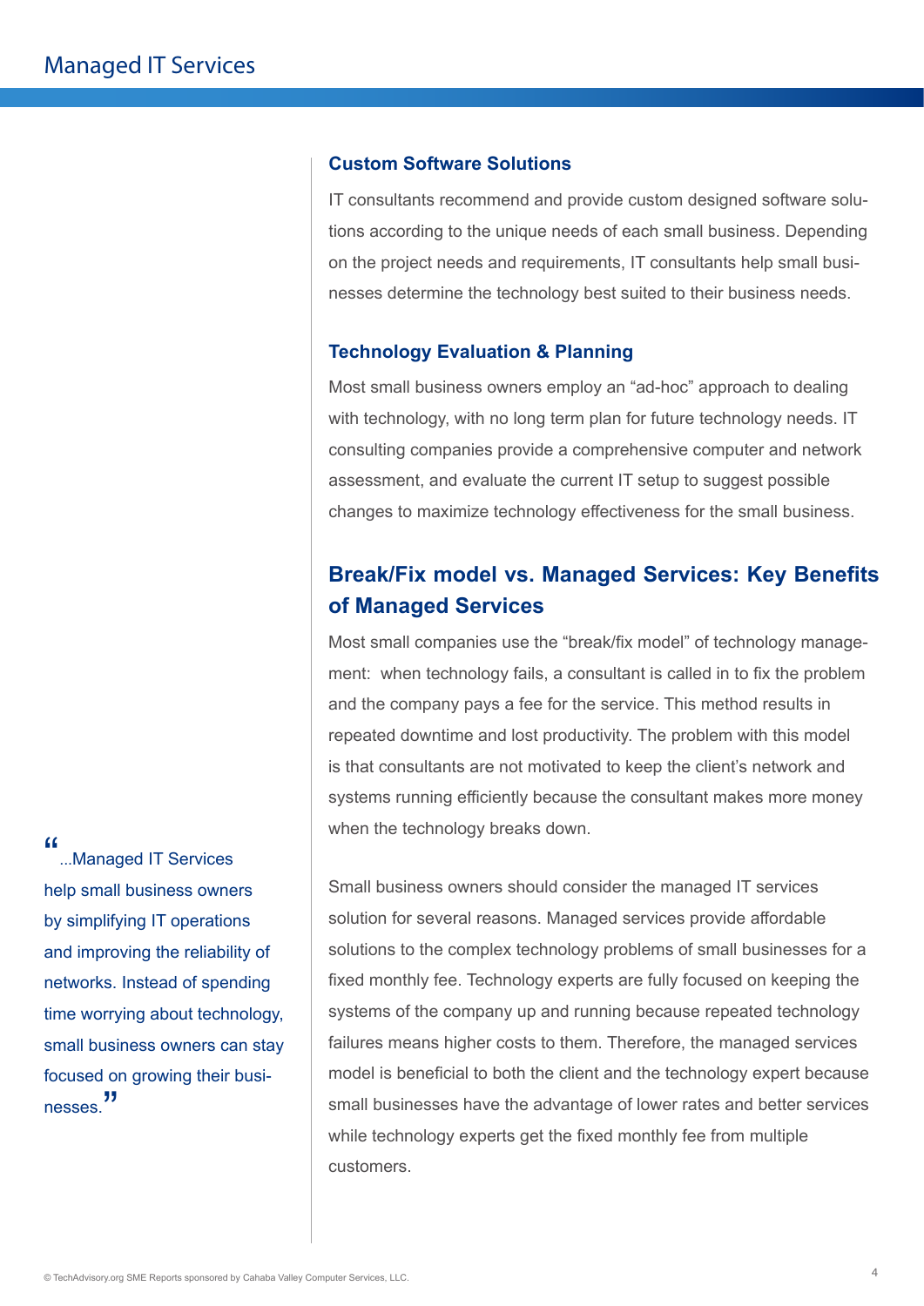### Custom Software Solutions

IT consultants recommend and provide custom designed software solutions according to the unique needs of each small business. Depending on the project needs and requirements, IT consultants help small businesses determine the technology best suited to their business needs.

### Technology Evaluation & Planning

Most small business owners employ an "ad-hoc" approach to dealing with technology, with no long term plan for future technology needs. IT consulting companies provide a comprehensive computer and network assessment, and evaluate the current IT setup to suggest possible changes to maximize technology effectiveness for the small business.

## Break/Fix model vs. Managed Services: Key Benefits of Managed Services

Most small companies use the "break/fix model" of technology management: when technology fails, a consultant is called in to fix the problem and the company pays a fee for the service. This method results in repeated downtime and lost productivity. The problem with this model is that consultants are not motivated to keep the client's network and systems running efficiently because the consultant makes more money when the technology breaks down.

Small business owners should consider the managed IT services solution for several reasons. Managed services provide affordable solutions to the complex technology problems of small businesses for a fixed monthly fee. Technology experts are fully focused on keeping the systems of the company up and running because repeated technology failures means higher costs to them. Therefore, the managed services model is beneficial to both the client and the technology expert because small businesses have the advantage of lower rates and better services while technology experts get the fixed monthly fee from multiple customers.

> "...Managed IT Services help small business owners by simplifying IT operations and improving the reliability of networks. Instead of spending time worrying about technology, small business owners can stay focused on growing their businesses."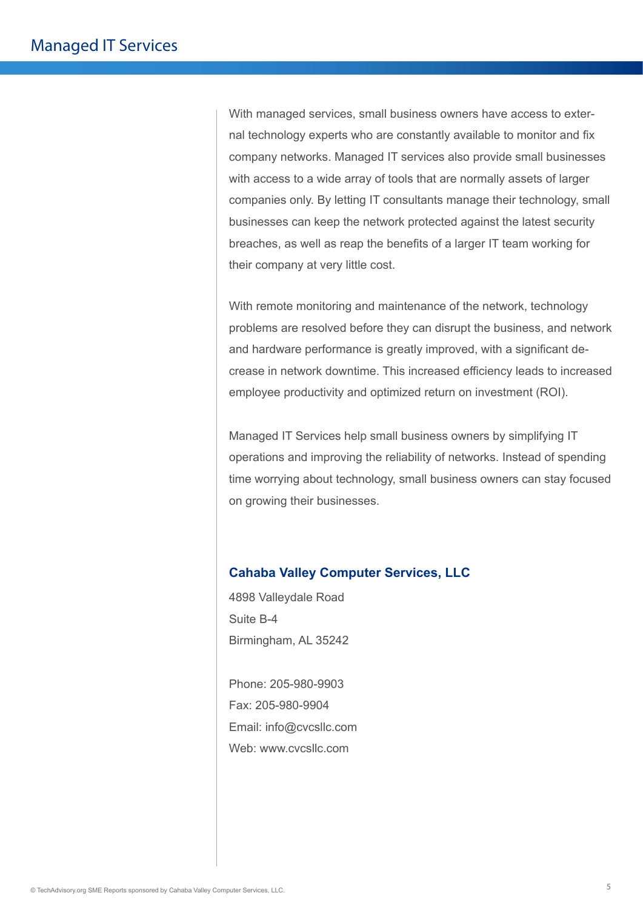With managed services, small business owners have access to external technology experts who are constantly available to monitor and fix company networks. Managed IT services also provide small businesses with access to a wide array of tools that are normally assets of larger companies only. By letting IT consultants manage their technology, small businesses can keep the network protected against the latest security breaches, as well as reap the benefits of a larger IT team working for their company at very little cost.

With remote monitoring and maintenance of the network, technology problems are resolved before they can disrupt the business, and network and hardware performance is greatly improved, with a significant decrease in network downtime. This increased efficiency leads to increased employee productivity and optimized return on investment (ROI).

Managed IT Services help small business owners by simplifying IT operations and improving the reliability of networks. Instead of spending time worrying about technology, small business owners can stay focused on growing their businesses.

**Cahaba Valley Computer Services, LLC**

4898 Valleydale Road
Suite B-4
Birmingham, AL 35242

Phone: 205-980-9903
Fax: 205-980-9904
Email: info@cvcsllc.com
Web: www.cvcsllc.com